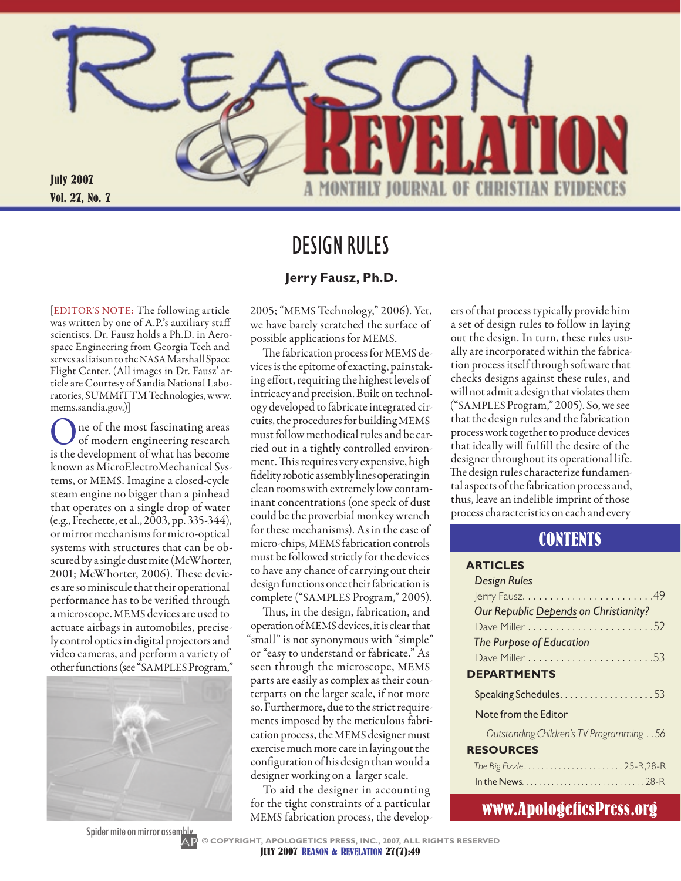# DESIGN RULES

**Jerry Fausz, Ph.D.**

[EDITOR'S NOTE: The following article was written by one of A.P.'s auxiliary staff scientists. Dr. Fausz holds a Ph.D. in Aerospace Engineering from Georgia Tech and serves as liaison to the NASA Marshall Space Flight Center. (All images in Dr. Fausz' article are Courtesy of Sandia National Laboratories, SUMMiTTM Technologies, www.mems.sandia.gov.)]

One of the most fascinating areas of modern engineering research is the development of what has become known as MicroElectroMechanical Systems, or MEMS. Imagine a closed-cycle steam engine no bigger than a pinhead that operates on a single drop of water (e.g., Frechette, et al., 2003, pp. 335-344), or mirror mechanisms for micro-optical systems with structures that can be obscured by a single dust mite (McWhorter, 2001; McWhorter, 2006). These devices are so miniscule that their operational performance has to be verified through a microscope. MEMS devices are used to actuate airbags in automobiles, precisely control optics in digital projectors and video cameras, and perform a variety of other functions (see "SAMPLES Program," 2005; "MEMS Technology," 2006). Yet, we have barely scratched the surface of possible applications for MEMS.

Spider mite on mirror assembly

The fabrication process for MEMS devices is the epitome of exacting, painstaking effort, requiring the highest levels of intricacy and precision. Built on technology developed to fabricate integrated circuits, the procedures for building MEMS must follow methodical rules and be carried out in a tightly controlled environment. This requires very expensive, high fidelity robotic assembly lines operating in clean rooms with extremely low contaminant concentrations (one speck of dust could be the proverbial monkey wrench for these mechanisms). As in the case of micro-chips, MEMS fabrication controls must be followed strictly for the devices to have any chance of carrying out their design functions once their fabrication is complete ("SAMPLES Program," 2005).

Thus, in the design, fabrication, and operation of MEMS devices, it is clear that "small" is not synonymous with "simple" or "easy to understand or fabricate." As seen through the microscope, MEMS parts are easily as complex as their counterparts on the larger scale, if not more so. Furthermore, due to the strict requirements imposed by the meticulous fabrication process, the MEMS designer must exercise much more care in laying out the configuration of his design than would a designer working on a larger scale.

To aid the designer in accounting for the tight constraints of a particular MEMS fabrication process, the developers of that process typically provide him a set of design rules to follow in laying out the design. In turn, these rules usually are incorporated within the fabrication process itself through software that checks designs against these rules, and will not admit a design that violates them ("SAMPLES Program," 2005). So, we see that the design rules and the fabrication process work together to produce devices that ideally will fulfill the desire of the designer throughout its operational life. The design rules characterize fundamental aspects of the fabrication process and, thus, leave an indelible imprint of those process characteristics on each and every

## CONTENTS

**ARTICLES**

*Design Rules*
Jerry Fausz . . . . . . . . . . . . . . . . . . . . . . . .49

*Our Republic Depends on Christianity?*
Dave Miller . . . . . . . . . . . . . . . . . . . . . . .52

*The Purpose of Education*
Dave Miller . . . . . . . . . . . . . . . . . . . . . . .53

**DEPARTMENTS**

Speaking Schedules. . . . . . . . . . . . . . . . . . .53

Note from the Editor

*Outstanding Children's TV Programming* . .56

**RESOURCES**

*The Big Fizzle*. . . . . . . . . . . . . . . . . . . . . . 25-R,28-R

In the News. . . . . . . . . . . . . . . . . . . . . . . . . . . . 28-R

www.ApologeticsPress.org

© COPYRIGHT, APOLOGETICS PRESS, INC., 2007, ALL RIGHTS RESERVED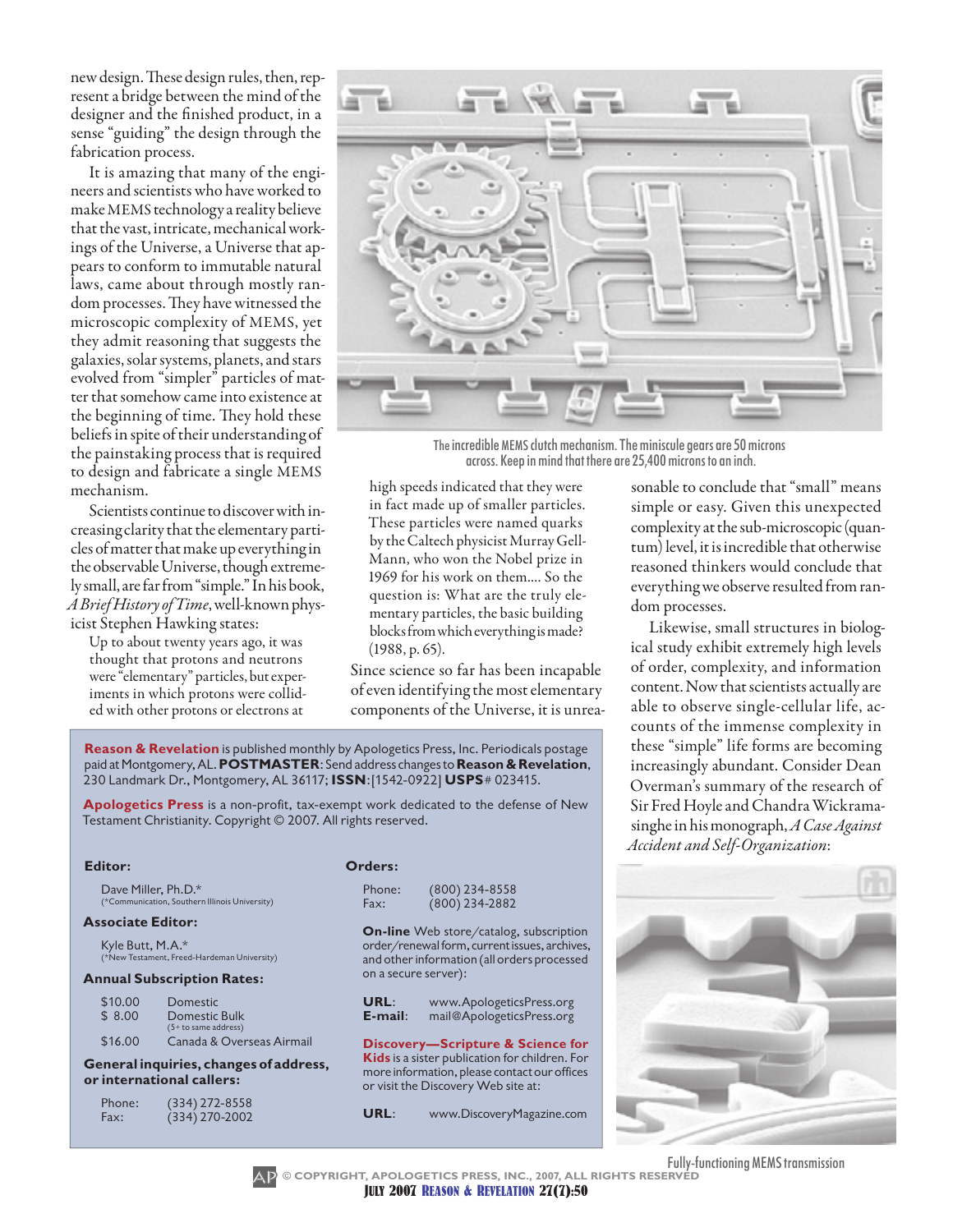new design. These design rules, then, represent a bridge between the mind of the designer and the finished product, in a sense "guiding" the design through the fabrication process.

It is amazing that many of the engineers and scientists who have worked to make MEMS technology a reality believe that the vast, intricate, mechanical workings of the Universe, a Universe that appears to conform to immutable natural laws, came about through mostly random processes. They have witnessed the microscopic complexity of MEMS, yet they admit reasoning that suggests the galaxies, solar systems, planets, and stars evolved from "simpler" particles of matter that somehow came into existence at the beginning of time. They hold these beliefs in spite of their understanding of the painstaking process that is required to design and fabricate a single MEMS mechanism.

The incredible MEMS clutch mechanism. The miniscule gears are 50 microns across. Keep in mind that there are 25,400 microns to an inch.

Scientists continue to discover with increasing clarity that the elementary particles of matter that make up everything in the observable Universe, though extremely small, are far from "simple." In his book, *A Brief History of Time*, well-known physicist Stephen Hawking states:

> Up to about twenty years ago, it was thought that protons and neutrons were "elementary" particles, but experiments in which protons were collided with other protons or electrons at high speeds indicated that they were in fact made up of smaller particles. These particles were named quarks by the Caltech physicist Murray Gell-Mann, who won the Nobel prize in 1969 for his work on them.... So the question is: What are the truly elementary particles, the basic building blocks from which everything is made? (1988, p. 65).

Since science so far has been incapable of even identifying the most elementary components of the Universe, it is unreasonable to conclude that "small" means simple or easy. Given this unexpected complexity at the sub-microscopic (quantum) level, it is incredible that otherwise reasoned thinkers would conclude that everything we observe resulted from random processes.

Likewise, small structures in biological study exhibit extremely high levels of order, complexity, and information content. Now that scientists actually are able to observe single-cellular life, accounts of the immense complexity in these "simple" life forms are becoming increasingly abundant. Consider Dean Overman's summary of the research of Sir Fred Hoyle and Chandra Wickramasinghe in his monograph, *A Case Against Accident and Self-Organization*:

Fully-functioning MEMS transmission

---

**Reason & Revelation** is published monthly by Apologetics Press, Inc. Periodicals postage paid at Montgomery, AL. **POSTMASTER**: Send address changes to **Reason & Revelation**, 230 Landmark Dr., Montgomery, AL 36117; **ISSN**:[1542-0922] **USPS**# 023415.

**Apologetics Press** is a non-profit, tax-exempt work dedicated to the defense of New Testament Christianity. Copyright © 2007. All rights reserved.

**Editor:**

Dave Miller, Ph.D.*
(*Communication, Southern Illinois University)

**Associate Editor:**

Kyle Butt, M.A.*
(*New Testament, Freed-Hardeman University)

**Annual Subscription Rates:**

| | |
|---|---|
| $10.00 | Domestic |
| $ 8.00 | Domestic Bulk (5+ to same address) |
| $16.00 | Canada & Overseas Airmail |

**General inquiries, changes of address, or international callers:**

Phone: (334) 272-8558
Fax: (334) 270-2002

**Orders:**

Phone: (800) 234-8558
Fax: (800) 234-2882

**On-line** Web store/catalog, subscription order/renewal form, current issues, archives, and other information (all orders processed on a secure server):

**URL**: www.ApologeticsPress.org
**E-mail**: mail@ApologeticsPress.org

**Discovery—Scripture & Science for Kids** is a sister publication for children. For more information, please contact our offices or visit the Discovery Web site at:

**URL**: www.DiscoveryMagazine.com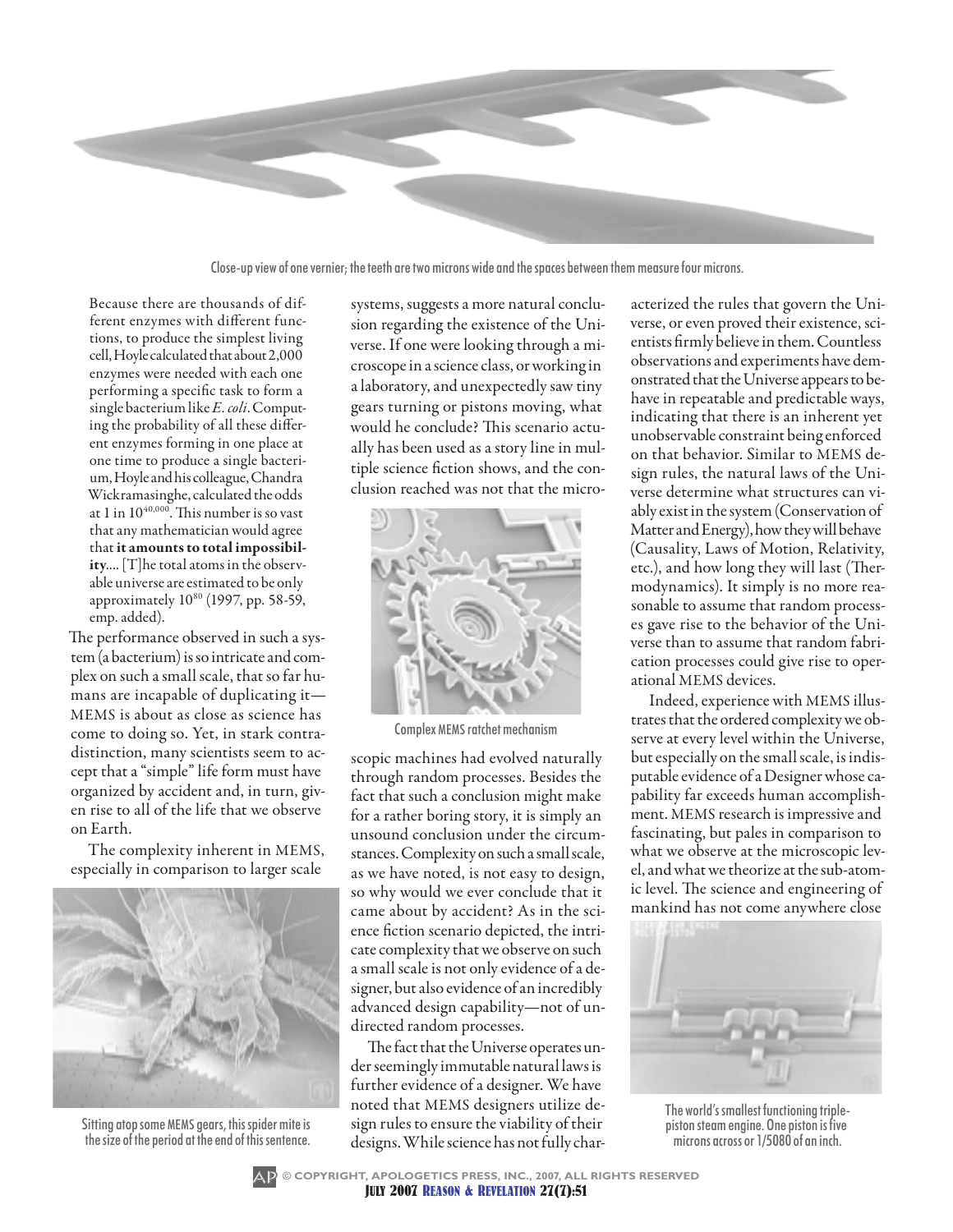Close-up view of one vernier; the teeth are two microns wide and the spaces between them measure four microns.

> Because there are thousands of different enzymes with different functions, to produce the simplest living cell, Hoyle calculated that about 2,000 enzymes were needed with each one performing a specific task to form a single bacterium like *E. coli*. Computing the probability of all these different enzymes forming in one place at one time to produce a single bacterium, Hoyle and his colleague, Chandra Wickramasinghe, calculated the odds at 1 in $10^{40,000}$. This number is so vast that any mathematician would agree that **it amounts to total impossibility**.... [T]he total atoms in the observable universe are estimated to be only approximately $10^{80}$ (1997, pp. 58-59, emp. added).

The performance observed in such a system (a bacterium) is so intricate and complex on such a small scale, that so far humans are incapable of duplicating it—MEMS is about as close as science has come to doing so. Yet, in stark contradistinction, many scientists seem to accept that a "simple" life form must have organized by accident and, in turn, given rise to all of the life that we observe on Earth.

The complexity inherent in MEMS, especially in comparison to larger scale systems, suggests a more natural conclusion regarding the existence of the Universe. If one were looking through a microscope in a science class, or working in a laboratory, and unexpectedly saw tiny gears turning or pistons moving, what would he conclude? This scenario actually has been used as a story line in multiple science fiction shows, and the conclusion reached was not that the microscopic machines had evolved naturally through random processes. Besides the fact that such a conclusion might make for a rather boring story, it is simply an unsound conclusion under the circumstances. Complexity on such a small scale, as we have noted, is not easy to design, so why would we ever conclude that it came about by accident? As in the science fiction scenario depicted, the intricate complexity that we observe on such a small scale is not only evidence of a designer, but also evidence of an incredibly advanced design capability—not of undirected random processes.

Sitting atop some MEMS gears, this spider mite is the size of the period at the end of this sentence.

Complex MEMS ratchet mechanism

The fact that the Universe operates under seemingly immutable natural laws is further evidence of a designer. We have noted that MEMS designers utilize design rules to ensure the viability of their designs. While science has not fully characterized the rules that govern the Universe, or even proved their existence, scientists firmly believe in them. Countless observations and experiments have demonstrated that the Universe appears to behave in repeatable and predictable ways, indicating that there is an inherent yet unobservable constraint being enforced on that behavior. Similar to MEMS design rules, the natural laws of the Universe determine what structures can viably exist in the system (Conservation of Matter and Energy), how they will behave (Causality, Laws of Motion, Relativity, etc.), and how long they will last (Thermodynamics). It simply is no more reasonable to assume that random processes gave rise to the behavior of the Universe than to assume that random fabrication processes could give rise to operational MEMS devices.

Indeed, experience with MEMS illustrates that the ordered complexity we observe at every level within the Universe, but especially on the small scale, is indisputable evidence of a Designer whose capability far exceeds human accomplishment. MEMS research is impressive and fascinating, but pales in comparison to what we observe at the microscopic level, and what we theorize at the sub-atomic level. The science and engineering of mankind has not come anywhere close

The world's smallest functioning triple-piston steam engine. One piston is five microns across or 1/5080 of an inch.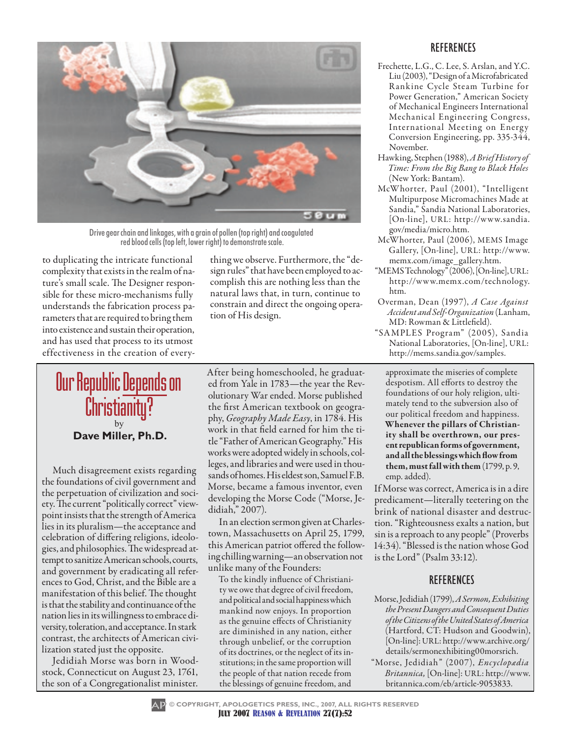Drive gear chain and linkages, with a grain of pollen (top right) and coagulated red blood cells (top left, lower right) to demonstrate scale.

to duplicating the intricate functional complexity that exists in the realm of nature's small scale. The Designer responsible for these micro-mechanisms fully understands the fabrication process parameters that are required to bring them into existence and sustain their operation, and has used that process to its utmost effectiveness in the creation of everything we observe. Furthermore, the "design rules" that have been employed to accomplish this are nothing less than the natural laws that, in turn, continue to constrain and direct the ongoing operation of His design.

## REFERENCES

Frechette, L.G., C. Lee, S. Arslan, and Y.C. Liu (2003), "Design of a Microfabricated Rankine Cycle Steam Turbine for Power Generation," American Society of Mechanical Engineers International Mechanical Engineering Congress, International Meeting on Energy Conversion Engineering, pp. 335-344, November.

Hawking, Stephen (1988), *A Brief History of Time: From the Big Bang to Black Holes* (New York: Bantam).

McWhorter, Paul (2001), "Intelligent Multipurpose Micromachines Made at Sandia," Sandia National Laboratories, [On-line], URL: http://www.sandia.gov/media/micro.htm.

McWhorter, Paul (2006), MEMS Image Gallery, [On-line], URL: http://www.memx.com/image_gallery.htm.

"MEMS Technology" (2006), [On-line], URL: http://www.memx.com/technology.htm.

Overman, Dean (1997), *A Case Against Accident and Self-Organization* (Lanham, MD: Rowman & Littlefield).

"SAMPLES Program" (2005), Sandia National Laboratories, [On-line], URL: http://mems.sandia.gov/samples.

# Our Republic Depends on Christianity?

by **Dave Miller, Ph.D.**

Much disagreement exists regarding the foundations of civil government and the perpetuation of civilization and society. The current "politically correct" viewpoint insists that the strength of America lies in its pluralism—the acceptance and celebration of differing religions, ideologies, and philosophies. The widespread attempt to sanitize American schools, courts, and government by eradicating all references to God, Christ, and the Bible are a manifestation of this belief. The thought is that the stability and continuance of the nation lies in its willingness to embrace diversity, toleration, and acceptance. In stark contrast, the architects of American civilization stated just the opposite.

Jedidiah Morse was born in Woodstock, Connecticut on August 23, 1761, the son of a Congregationalist minister. After being homeschooled, he graduated from Yale in 1783—the year the Revolutionary War ended. Morse published the first American textbook on geography, *Geography Made Easy*, in 1784. His work in that field earned for him the title "Father of American Geography." His works were adopted widely in schools, colleges, and libraries and were used in thousands of homes. His eldest son, Samuel F.B. Morse, became a famous inventor, even developing the Morse Code ("Morse, Jedidiah," 2007).

In an election sermon given at Charlestown, Massachusetts on April 25, 1799, this American patriot offered the following chilling warning—an observation not unlike many of the Founders:

> To the kindly influence of Christianity we owe that degree of civil freedom, and political and social happiness which mankind now enjoys. In proportion as the genuine effects of Christianity are diminished in any nation, either through unbelief, or the corruption of its doctrines, or the neglect of its institutions; in the same proportion will the people of that nation recede from the blessings of genuine freedom, and approximate the miseries of complete despotism. All efforts to destroy the foundations of our holy religion, ultimately tend to the subversion also of our political freedom and happiness. **Whenever the pillars of Christianity shall be overthrown, our present republican forms of government, and all the blessings which flow from them, must fall with them** (1799, p. 9, emp. added).

If Morse was correct, America is in a dire predicament—literally teetering on the brink of national disaster and destruction. "Righteousness exalts a nation, but sin is a reproach to any people" (Proverbs 14:34). "Blessed is the nation whose God is the Lord" (Psalm 33:12).

## REFERENCES

Morse, Jedidiah (1799), *A Sermon, Exhibiting the Present Dangers and Consequent Duties of the Citizens of the United States of America* (Hartford, CT: Hudson and Goodwin), [On-line]: URL: http://www.archive.org/details/sermonexhibiting00morsrich.

"Morse, Jedidiah" (2007), *Encyclopædia Britannica,* [On-line]: URL: http://www.britannica.com/eb/article-9053833.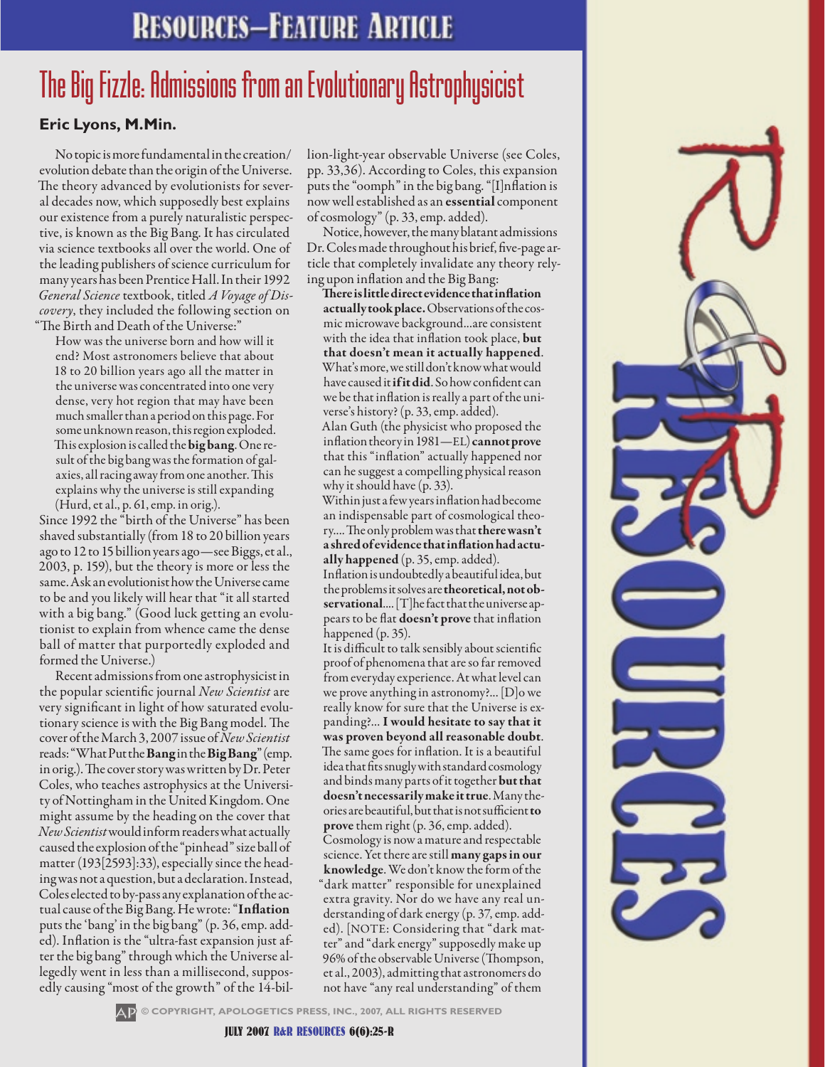# Resources—Feature Article

## The Big Fizzle: Admissions from an Evolutionary Astrophysicist

**Eric Lyons, M.Min.**

No topic is more fundamental in the creation/evolution debate than the origin of the Universe. The theory advanced by evolutionists for several decades now, which supposedly best explains our existence from a purely naturalistic perspective, is known as the Big Bang. It has circulated via science textbooks all over the world. One of the leading publishers of science curriculum for many years has been Prentice Hall. In their 1992 *General Science* textbook, titled *A Voyage of Discovery*, they included the following section on "The Birth and Death of the Universe:"

> How was the universe born and how will it end? Most astronomers believe that about 18 to 20 billion years ago all the matter in the universe was concentrated into one very dense, very hot region that may have been much smaller than a period on this page. For some unknown reason, this region exploded. This explosion is called the **big bang**. One result of the big bang was the formation of galaxies, all racing away from one another. This explains why the universe is still expanding (Hurd, et al., p. 61, emp. in orig.).

Since 1992 the "birth of the Universe" has been shaved substantially (from 18 to 20 billion years ago to 12 to 15 billion years ago—see Biggs, et al., 2003, p. 159), but the theory is more or less the same. Ask an evolutionist how the Universe came to be and you likely will hear that "it all started with a big bang." (Good luck getting an evolutionist to explain from whence came the dense ball of matter that purportedly exploded and formed the Universe.)

Recent admissions from one astrophysicist in the popular scientific journal *New Scientist* are very significant in light of how saturated evolutionary science is with the Big Bang model. The cover of the March 3, 2007 issue of *New Scientist* reads: "What Put the **Bang** in the **Big Bang**" (emp. in orig.). The cover story was written by Dr. Peter Coles, who teaches astrophysics at the University of Nottingham in the United Kingdom. One might assume by the heading on the cover that *New Scientist* would inform readers what actually caused the explosion of the "pinhead" size ball of matter (193[2593]:33), especially since the heading was not a question, but a declaration. Instead, Coles elected to by-pass any explanation of the actual cause of the Big Bang. He wrote: "**Inflation** puts the 'bang' in the big bang" (p. 36, emp. added). Inflation is the "ultra-fast expansion just after the big bang" through which the Universe allegedly went in less than a millisecond, supposedly causing "most of the growth" of the 14-billion-light-year observable Universe (see Coles, pp. 33,36). According to Coles, this expansion puts the "oomph" in the big bang. "[I]nflation is now well established as an **essential** component of cosmology" (p. 33, emp. added).

Notice, however, the many blatant admissions Dr. Coles made throughout his brief, five-page article that completely invalidate any theory relying upon inflation and the Big Bang:

> **There is little direct evidence that inflation actually took place.** Observations of the cosmic microwave background...are consistent with the idea that inflation took place, **but that doesn't mean it actually happened**. What's more, we still don't know what would have caused it **if it did**. So how confident can we be that inflation is really a part of the universe's history? (p. 33, emp. added).

> Alan Guth (the physicist who proposed the inflation theory in 1981—EL) **cannot prove** that this "inflation" actually happened nor can he suggest a compelling physical reason why it should have (p. 33).

> Within just a few years inflation had become an indispensable part of cosmological theory.... The only problem was that **there wasn't a shred of evidence that inflation had actually happened** (p. 35, emp. added).

> Inflation is undoubtedly a beautiful idea, but the problems it solves are **theoretical, not observational**.... [T]he fact that the universe appears to be flat **doesn't prove** that inflation happened (p. 35).

> It is difficult to talk sensibly about scientific proof of phenomena that are so far removed from everyday experience. At what level can we prove anything in astronomy?... [D]o we really know for sure that the Universe is expanding?... **I would hesitate to say that it was proven beyond all reasonable doubt**. The same goes for inflation. It is a beautiful idea that fits snugly with standard cosmology and binds many parts of it together **but that doesn't necessarily make it true**. Many theories are beautiful, but that is not sufficient **to prove** them right (p. 36, emp. added).

> Cosmology is now a mature and respectable science. Yet there are still **many gaps in our knowledge**. We don't know the form of the "dark matter" responsible for unexplained extra gravity. Nor do we have any real understanding of dark energy (p. 37, emp. added). [NOTE: Considering that "dark matter" and "dark energy" supposedly make up 96% of the observable Universe (Thompson, et al., 2003), admitting that astronomers do not have "any real understanding" of them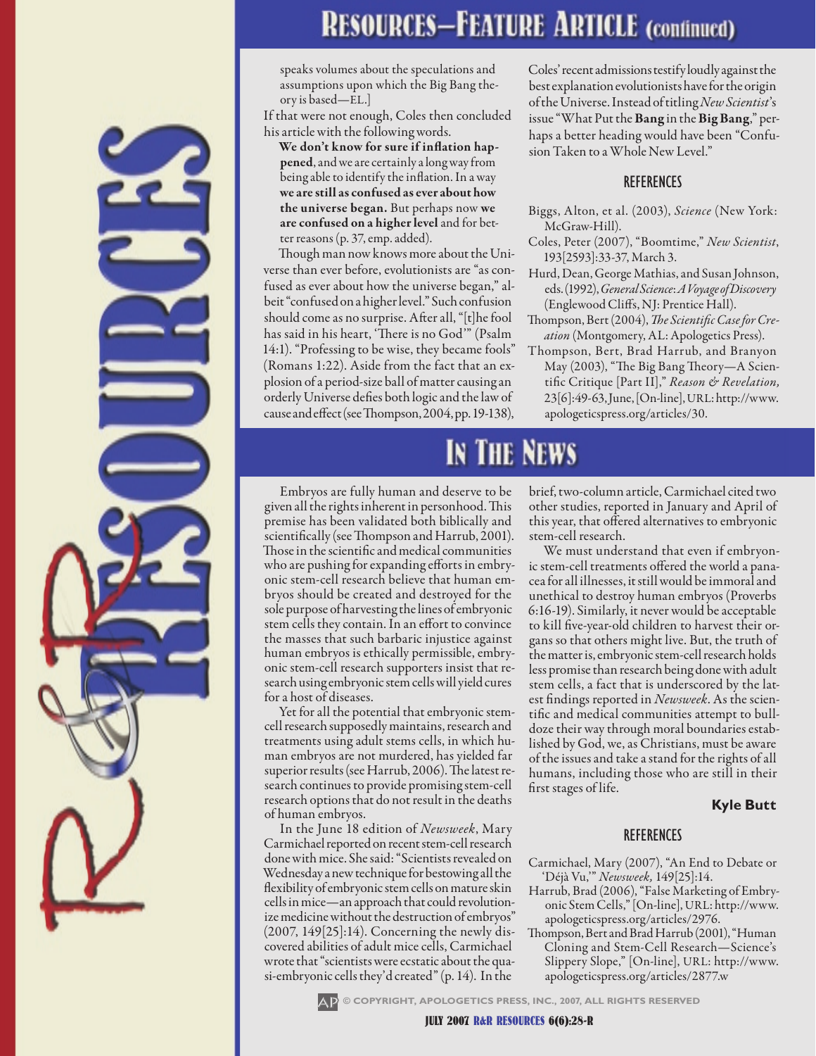## Resources—Feature Article (continued)

speaks volumes about the speculations and assumptions upon which the Big Bang theory is based—EL.]

If that were not enough, Coles then concluded his article with the following words.

> **We don't know for sure if inflation happened**, and we are certainly a long way from being able to identify the inflation. In a way **we are still as confused as ever about how the universe began.** But perhaps now **we are confused on a higher level** and for better reasons (p. 37, emp. added).

Though man now knows more about the Universe than ever before, evolutionists are "as confused as ever about how the universe began," albeit "confused on a higher level." Such confusion should come as no surprise. After all, "[t]he fool has said in his heart, 'There is no God'" (Psalm 14:1). "Professing to be wise, they became fools" (Romans 1:22). Aside from the fact that an explosion of a period-size ball of matter causing an orderly Universe defies both logic and the law of cause and effect (see Thompson, 2004, pp. 19-138), Coles' recent admissions testify loudly against the best explanation evolutionists have for the origin of the Universe. Instead of titling *New Scientist*'s issue "What Put the **Bang** in the **Big Bang**," perhaps a better heading would have been "Confusion Taken to a Whole New Level."

### References

Biggs, Alton, et al. (2003), *Science* (New York: McGraw-Hill).

Coles, Peter (2007), "Boomtime," *New Scientist*, 193[2593]:33-37, March 3.

Hurd, Dean, George Mathias, and Susan Johnson, eds. (1992), *General Science: A Voyage of Discovery* (Englewood Cliffs, NJ: Prentice Hall).

Thompson, Bert (2004), *The Scientific Case for Creation* (Montgomery, AL: Apologetics Press).

Thompson, Bert, Brad Harrub, and Branyon May (2003), "The Big Bang Theory—A Scientific Critique [Part II]," *Reason & Revelation,* 23[6]:49-63, June, [On-line], URL: http://www.apologeticspress.org/articles/30.

## In The News

Embryos are fully human and deserve to be given all the rights inherent in personhood. This premise has been validated both biblically and scientifically (see Thompson and Harrub, 2001). Those in the scientific and medical communities who are pushing for expanding efforts in embryonic stem-cell research believe that human embryos should be created and destroyed for the sole purpose of harvesting the lines of embryonic stem cells they contain. In an effort to convince the masses that such barbaric injustice against human embryos is ethically permissible, embryonic stem-cell research supporters insist that research using embryonic stem cells will yield cures for a host of diseases.

Yet for all the potential that embryonic stem-cell research supposedly maintains, research and treatments using adult stems cells, in which human embryos are not murdered, has yielded far superior results (see Harrub, 2006). The latest research continues to provide promising stem-cell research options that do not result in the deaths of human embryos.

In the June 18 edition of *Newsweek*, Mary Carmichael reported on recent stem-cell research done with mice. She said: "Scientists revealed on Wednesday a new technique for bestowing all the flexibility of embryonic stem cells on mature skin cells in mice—an approach that could revolutionize medicine without the destruction of embryos" (2007, 149[25]:14). Concerning the newly discovered abilities of adult mice cells, Carmichael wrote that "scientists were ecstatic about the quasi-embryonic cells they'd created" (p. 14). In the brief, two-column article, Carmichael cited two other studies, reported in January and April of this year, that offered alternatives to embryonic stem-cell research.

We must understand that even if embryonic stem-cell treatments offered the world a panacea for all illnesses, it still would be immoral and unethical to destroy human embryos (Proverbs 6:16-19). Similarly, it never would be acceptable to kill five-year-old children to harvest their organs so that others might live. But, the truth of the matter is, embryonic stem-cell research holds less promise than research being done with adult stem cells, a fact that is underscored by the latest findings reported in *Newsweek*. As the scientific and medical communities attempt to bulldoze their way through moral boundaries established by God, we, as Christians, must be aware of the issues and take a stand for the rights of all humans, including those who are still in their first stages of life.

**Kyle Butt**

### References

Carmichael, Mary (2007), "An End to Debate or 'Déjà Vu,'" *Newsweek,* 149[25]:14.

Harrub, Brad (2006), "False Marketing of Embryonic Stem Cells," [On-line], URL: http://www.apologeticspress.org/articles/2976.

Thompson, Bert and Brad Harrub (2001), "Human Cloning and Stem-Cell Research—Science's Slippery Slope," [On-line], URL: http://www.apologeticspress.org/articles/2877.w

© COPYRIGHT, APOLOGETICS PRESS, INC., 2007, ALL RIGHTS RESERVED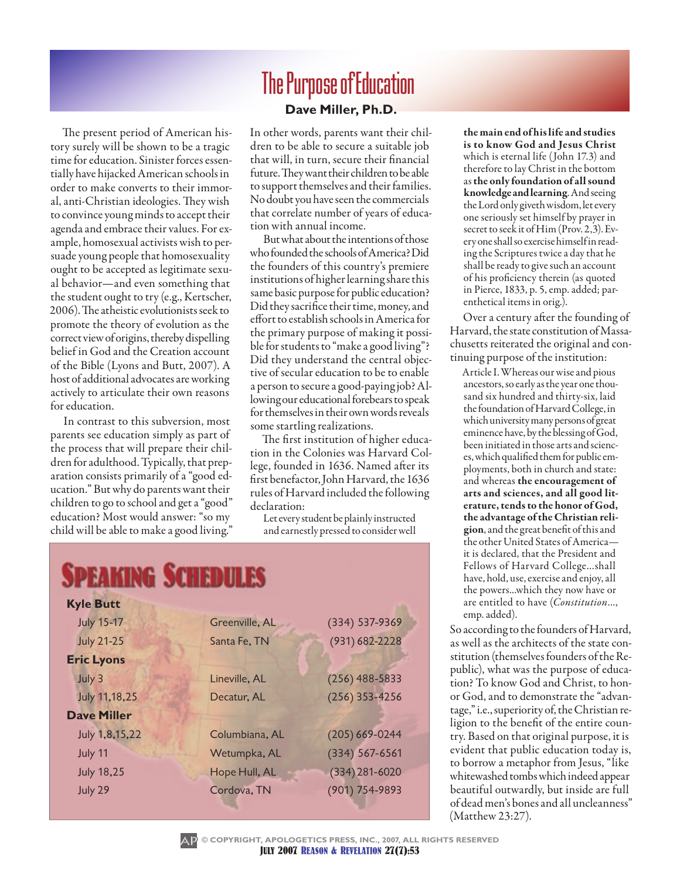# The Purpose of Education

**Dave Miller, Ph.D.**

The present period of American history surely will be shown to be a tragic time for education. Sinister forces essentially have hijacked American schools in order to make converts to their immoral, anti-Christian ideologies. They wish to convince young minds to accept their agenda and embrace their values. For example, homosexual activists wish to persuade young people that homosexuality ought to be accepted as legitimate sexual behavior—and even something that the student ought to try (e.g., Kertscher, 2006). The atheistic evolutionists seek to promote the theory of evolution as the correct view of origins, thereby dispelling belief in God and the Creation account of the Bible (Lyons and Butt, 2007). A host of additional advocates are working actively to articulate their own reasons for education.

In contrast to this subversion, most parents see education simply as part of the process that will prepare their children for adulthood. Typically, that preparation consists primarily of a "good education." But why do parents want their children to go to school and get a "good" education? Most would answer: "so my child will be able to make a good living." In other words, parents want their children to be able to secure a suitable job that will, in turn, secure their financial future. They want their children to be able to support themselves and their families. No doubt you have seen the commercials that correlate number of years of education with annual income.

But what about the intentions of those who founded the schools of America? Did the founders of this country's premiere institutions of higher learning share this same basic purpose for public education? Did they sacrifice their time, money, and effort to establish schools in America for the primary purpose of making it possible for students to "make a good living"? Did they understand the central objective of secular education to be to enable a person to secure a good-paying job? Allowing our educational forebears to speak for themselves in their own words reveals some startling realizations.

The first institution of higher education in the Colonies was Harvard College, founded in 1636. Named after its first benefactor, John Harvard, the 1636 rules of Harvard included the following declaration:

> Let every student be plainly instructed and earnestly pressed to consider well **the main end of his life and studies is to know God and Jesus Christ** which is eternal life (John 17.3) and therefore to lay Christ in the bottom as **the only foundation of all sound knowledge and learning**. And seeing the Lord only giveth wisdom, let every one seriously set himself by prayer in secret to seek it of Him (Prov. 2,3). Every one shall so exercise himself in reading the Scriptures twice a day that he shall be ready to give such an account of his proficiency therein (as quoted in Pierce, 1833, p. 5, emp. added; parenthetical items in orig.).

Over a century after the founding of Harvard, the state constitution of Massachusetts reiterated the original and continuing purpose of the institution:

> Article I. Whereas our wise and pious ancestors, so early as the year one thousand six hundred and thirty-six, laid the foundation of Harvard College, in which university many persons of great eminence have, by the blessing of God, been initiated in those arts and sciences, which qualified them for public employments, both in church and state: and whereas **the encouragement of arts and sciences, and all good literature, tends to the honor of God, the advantage of the Christian religion**, and the great benefit of this and the other United States of America—it is declared, that the President and Fellows of Harvard College...shall have, hold, use, exercise and enjoy, all the powers...which they now have or are entitled to have (*Constitution*..., emp. added).

So according to the founders of Harvard, as well as the architects of the state constitution (themselves founders of the Republic), what was the purpose of education? To know God and Christ, to honor God, and to demonstrate the "advantage," i.e., superiority of, the Christian religion to the benefit of the entire country. Based on that original purpose, it is evident that public education today is, to borrow a metaphor from Jesus, "like whitewashed tombs which indeed appear beautiful outwardly, but inside are full of dead men's bones and all uncleanness" (Matthew 23:27).

## Speaking Schedules

| | | |
|---|---|---|
| **Kyle Butt** | | |
| July 15-17 | Greenville, AL | (334) 537-9369 |
| July 21-25 | Santa Fe, TN | (931) 682-2228 |
| **Eric Lyons** | | |
| July 3 | Lineville, AL | (256) 488-5833 |
| July 11,18,25 | Decatur, AL | (256) 353-4256 |
| **Dave Miller** | | |
| July 1,8,15,22 | Columbiana, AL | (205) 669-0244 |
| July 11 | Wetumpka, AL | (334) 567-6561 |
| July 18,25 | Hope Hull, AL | (334) 281-6020 |
| July 29 | Cordova, TN | (901) 754-9893 |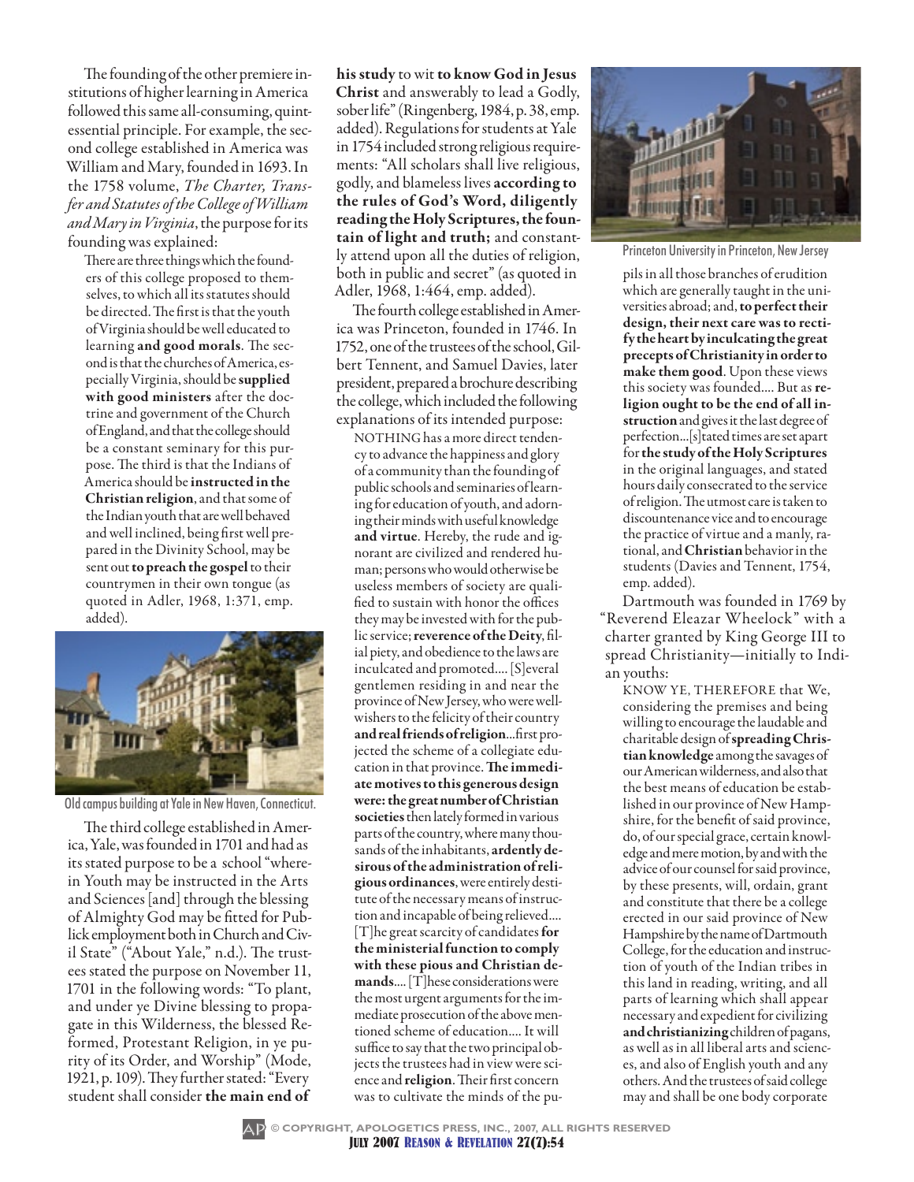The founding of the other premiere institutions of higher learning in America followed this same all-consuming, quintessential principle. For example, the second college established in America was William and Mary, founded in 1693. In the 1758 volume, *The Charter, Transfer and Statutes of the College of William and Mary in Virginia*, the purpose for its founding was explained:

> There are three things which the founders of this college proposed to themselves, to which all its statutes should be directed. The first is that the youth of Virginia should be well educated to learning **and good morals**. The second is that the churches of America, especially Virginia, should be **supplied with good ministers** after the doctrine and government of the Church of England, and that the college should be a constant seminary for this purpose. The third is that the Indians of America should be **instructed in the Christian religion**, and that some of the Indian youth that are well behaved and well inclined, being first well prepared in the Divinity School, may be sent out **to preach the gospel** to their countrymen in their own tongue (as quoted in Adler, 1968, 1:371, emp. added).

Old campus building at Yale in New Haven, Connecticut.

The third college established in America, Yale, was founded in 1701 and had as its stated purpose to be a school "wherein Youth may be instructed in the Arts and Sciences [and] through the blessing of Almighty God may be fitted for Publick employment both in Church and Civil State" ("About Yale," n.d.). The trustees stated the purpose on November 11, 1701 in the following words: "To plant, and under ye Divine blessing to propagate in this Wilderness, the blessed Reformed, Protestant Religion, in ye purity of its Order, and Worship" (Mode, 1921, p. 109). They further stated: "Every student shall consider **the main end of his study** to wit **to know God in Jesus Christ** and answerably to lead a Godly, sober life" (Ringenberg, 1984, p. 38, emp. added). Regulations for students at Yale in 1754 included strong religious requirements: "All scholars shall live religious, godly, and blameless lives **according to the rules of God's Word, diligently reading the Holy Scriptures, the fountain of light and truth;** and constantly attend upon all the duties of religion, both in public and secret" (as quoted in Adler, 1968, 1:464, emp. added).

The fourth college established in America was Princeton, founded in 1746. In 1752, one of the trustees of the school, Gilbert Tennent, and Samuel Davies, later president, prepared a brochure describing the college, which included the following explanations of its intended purpose:

> NOTHING has a more direct tendency to advance the happiness and glory of a community than the founding of public schools and seminaries of learning for education of youth, and adorning their minds with useful knowledge **and virtue**. Hereby, the rude and ignorant are civilized and rendered human; persons who would otherwise be useless members of society are qualified to sustain with honor the offices they may be invested with for the public service; **reverence of the Deity**, filial piety, and obedience to the laws are inculcated and promoted.... [S]everal gentlemen residing in and near the province of New Jersey, who were well-wishers to the felicity of their country **and real friends of religion**...first projected the scheme of a collegiate education in that province. **The immediate motives to this generous design were: the great number of Christian societies** then lately formed in various parts of the country, where many thousands of the inhabitants, **ardently desirous of the administration of religious ordinances**, were entirely destitute of the necessary means of instruction and incapable of being relieved.... [T]he great scarcity of candidates **for the ministerial function to comply with these pious and Christian demands**.... [T]hese considerations were the most urgent arguments for the immediate prosecution of the above mentioned scheme of education.... It will suffice to say that the two principal objects the trustees had in view were science and **religion**. Their first concern was to cultivate the minds of the pupils in all those branches of erudition which are generally taught in the universities abroad; and, **to perfect their design, their next care was to rectify the heart by inculcating the great precepts of Christianity in order to make them good**. Upon these views this society was founded.... But as **religion ought to be the end of all instruction** and gives it the last degree of perfection...[s]tated times are set apart for **the study of the Holy Scriptures** in the original languages, and stated hours daily consecrated to the service of religion. The utmost care is taken to discountenance vice and to encourage the practice of virtue and a manly, rational, and **Christian** behavior in the students (Davies and Tennent, 1754, emp. added).

Princeton University in Princeton, New Jersey

Dartmouth was founded in 1769 by "Reverend Eleazar Wheelock" with a charter granted by King George III to spread Christianity—initially to Indian youths:

> KNOW YE, THEREFORE that We, considering the premises and being willing to encourage the laudable and charitable design of **spreading Christian knowledge** among the savages of our American wilderness, and also that the best means of education be established in our province of New Hampshire, for the benefit of said province, do, of our special grace, certain knowledge and mere motion, by and with the advice of our counsel for said province, by these presents, will, ordain, grant and constitute that there be a college erected in our said province of New Hampshire by the name of Dartmouth College, for the education and instruction of youth of the Indian tribes in this land in reading, writing, and all parts of learning which shall appear necessary and expedient for civilizing **and christianizing** children of pagans, as well as in all liberal arts and sciences, and also of English youth and any others. And the trustees of said college may and shall be one body corporate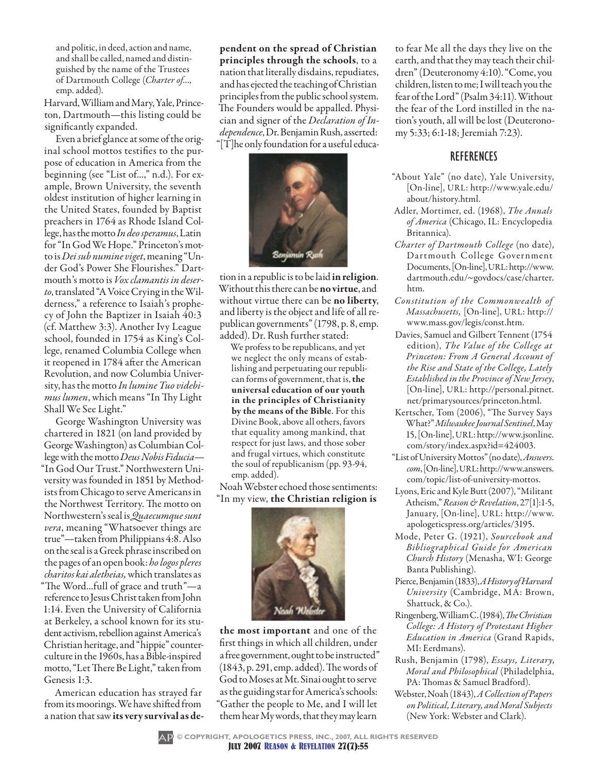and politic, in deed, action and name, and shall be called, named and distinguished by the name of the Trustees of Dartmouth College (*Charter of*..., emp. added).

Harvard, William and Mary, Yale, Princeton, Dartmouth—this listing could be significantly expanded.

Even a brief glance at some of the original school mottos testifies to the purpose of education in America from the beginning (see "List of...," n.d.). For example, Brown University, the seventh oldest institution of higher learning in the United States, founded by Baptist preachers in 1764 as Rhode Island College, has the motto *In deo speramus*, Latin for "In God We Hope." Princeton's motto is *Dei sub numine viget*, meaning "Under God's Power She Flourishes." Dartmouth's motto is *Vox clamantis in deserto*, translated "A Voice Crying in the Wilderness," a reference to Isaiah's prophecy of John the Baptizer in Isaiah 40:3 (cf. Matthew 3:3). Another Ivy League school, founded in 1754 as King's College, renamed Columbia College when it reopened in 1784 after the American Revolution, and now Columbia University, has the motto *In lumine Tuo videbimus lumen*, which means "In Thy Light Shall We See Light."

George Washington University was chartered in 1821 (on land provided by George Washington) as Columbian College with the motto *Deus Nobis Fiducia*—"In God Our Trust." Northwestern University was founded in 1851 by Methodists from Chicago to serve Americans in the Northwest Territory. The motto on Northwestern's seal is *Quaecumque sunt vera*, meaning "Whatsoever things are true"—taken from Philippians 4:8. Also on the seal is a Greek phrase inscribed on the pages of an open book: *ho logos pleres charitos kai aletheias,* which translates as "The Word...full of grace and truth"—a reference to Jesus Christ taken from John 1:14. Even the University of California at Berkeley, a school known for its student activism, rebellion against America's Christian heritage, and "hippie" counterculture in the 1960s, has a Bible-inspired motto, "Let There Be Light," taken from Genesis 1:3.

American education has strayed far from its moorings. We have shifted from a nation that saw **its very survival as dependent on the spread of Christian principles through the schools**, to a nation that literally disdains, repudiates, and has ejected the teaching of Christian principles from the public school system. The Founders would be appalled. Physician and signer of the *Declaration of Independence*, Dr. Benjamin Rush, asserted: "[T]he only foundation for a useful education in a republic is to be laid **in religion**. Without this there can be **no virtue**, and without virtue there can be **no liberty**, and liberty is the object and life of all republican governments" (1798, p. 8, emp. added). Dr. Rush further stated:

> We profess to be republicans, and yet we neglect the only means of establishing and perpetuating our republican forms of government, that is, **the universal education of our youth in the principles of Christianity by the means of the Bible**. For this Divine Book, above all others, favors that equality among mankind, that respect for just laws, and those sober and frugal virtues, which constitute the soul of republicanism (pp. 93-94, emp. added).

Noah Webster echoed those sentiments: "In my view, **the Christian religion is the most important** and one of the first things in which all children, under a free government, ought to be instructed" (1843, p. 291, emp. added). The words of God to Moses at Mt. Sinai ought to serve as the guiding star for America's schools: "Gather the people to Me, and I will let them hear My words, that they may learn to fear Me all the days they live on the earth, and that they may teach their children" (Deuteronomy 4:10). "Come, you children, listen to me; I will teach you the fear of the Lord" (Psalm 34:11). Without the fear of the Lord instilled in the nation's youth, all will be lost (Deuteronomy 5:33; 6:1-18; Jeremiah 7:23).

## REFERENCES

"About Yale" (no date), Yale University, [On-line], URL: http://www.yale.edu/about/history.html.

Adler, Mortimer, ed. (1968), *The Annals of America* (Chicago, IL: Encyclopedia Britannica).

*Charter of Dartmouth College* (no date), Dartmouth College Government Documents, [On-line], URL: http://www.dartmouth.edu/~govdocs/case/charter.htm.

*Constitution of the Commonwealth of Massachusetts,* [On-line], URL: http://www.mass.gov/legis/const.htm.

Davies, Samuel and Gilbert Tennent (1754 edition), *The Value of the College at Princeton: From A General Account of the Rise and State of the College, Lately Established in the Province of New Jersey*, [On-line], URL: http://personal.pitnet.net/primarysources/princeton.html.

Kertscher, Tom (2006), "The Survey Says What?" *Milwaukee Journal Sentinel*, May 15, [On-line], URL: http://www.jsonline.com/story/index.aspx?id=424003.

"List of University Mottos" (no date), *Answers.com*, [On-line], URL: http://www.answers.com/topic/list-of-university-mottos.

Lyons, Eric and Kyle Butt (2007), "Militant Atheism," *Reason & Revelation*, 27[1]:1-5, January, [On-line], URL: http://www.apologeticspress.org/articles/3195.

Mode, Peter G. (1921), *Sourcebook and Bibliographical Guide for American Church History* (Menasha, WI: George Banta Publishing).

Pierce, Benjamin (1833), *A History of Harvard University* (Cambridge, MA: Brown, Shattuck, & Co.).

Ringenberg, William C. (1984), *The Christian College: A History of Protestant Higher Education in America* (Grand Rapids, MI: Eerdmans).

Rush, Benjamin (1798), *Essays, Literary, Moral and Philosophical* (Philadelphia, PA: Thomas & Samuel Bradford).

Webster, Noah (1843), *A Collection of Papers on Political, Literary, and Moral Subjects* (New York: Webster and Clark).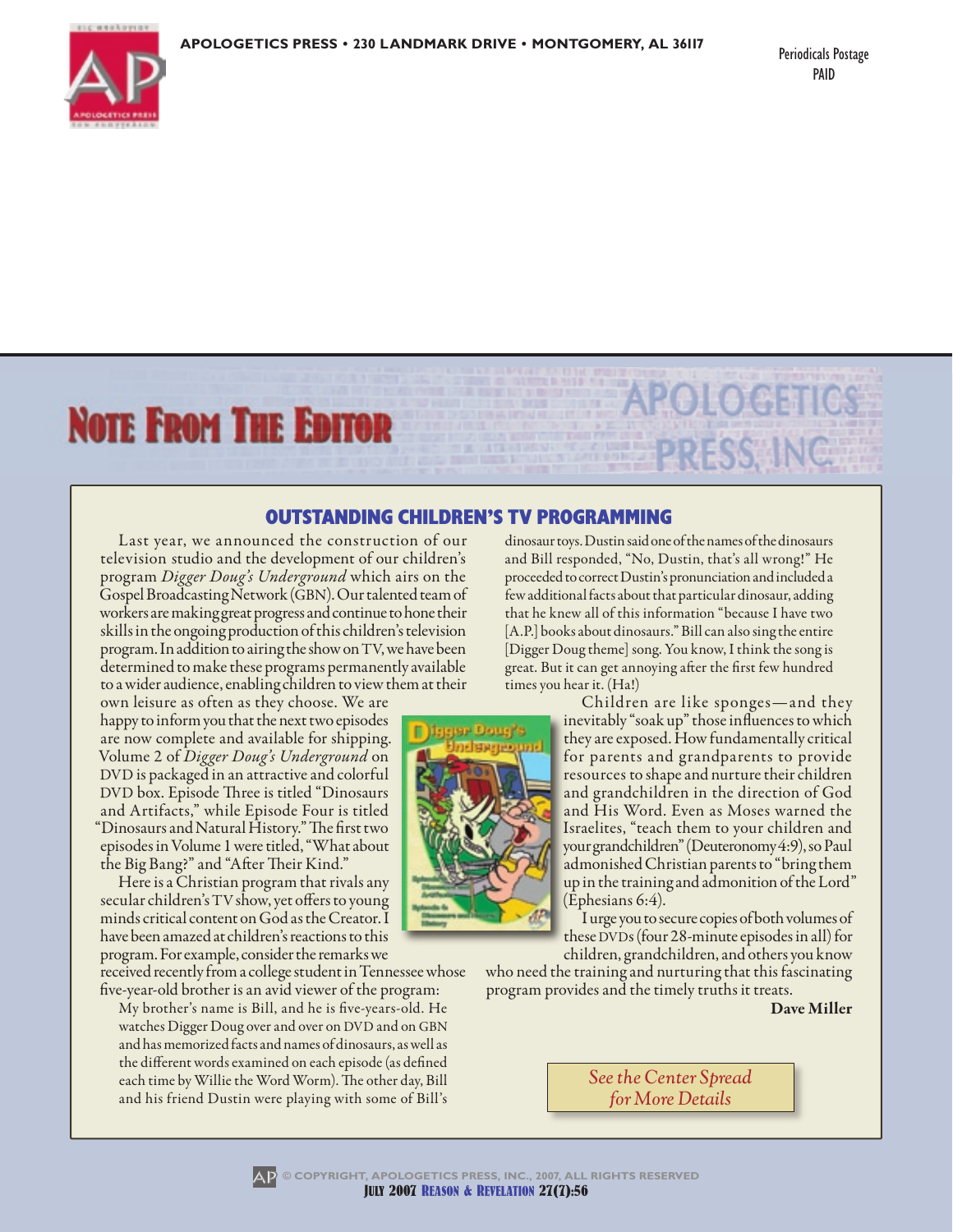APOLOGETICS PRESS • 230 LANDMARK DRIVE • MONTGOMERY, AL 36117

Periodicals Postage PAID

# NOTE FROM THE EDITOR

## OUTSTANDING CHILDREN'S TV PROGRAMMING

Last year, we announced the construction of our television studio and the development of our children's program *Digger Doug's Underground* which airs on the Gospel Broadcasting Network (GBN). Our talented team of workers are making great progress and continue to hone their skills in the ongoing production of this children's television program. In addition to airing the show on TV, we have been determined to make these programs permanently available to a wider audience, enabling children to view them at their own leisure as often as they choose. We are happy to inform you that the next two episodes are now complete and available for shipping. Volume 2 of *Digger Doug's Underground* on DVD is packaged in an attractive and colorful DVD box. Episode Three is titled "Dinosaurs and Artifacts," while Episode Four is titled "Dinosaurs and Natural History." The first two episodes in Volume 1 were titled, "What about the Big Bang?" and "After Their Kind."

Here is a Christian program that rivals any secular children's TV show, yet offers to young minds critical content on God as the Creator. I have been amazed at children's reactions to this program. For example, consider the remarks we received recently from a college student in Tennessee whose five-year-old brother is an avid viewer of the program:

> My brother's name is Bill, and he is five-years-old. He watches Digger Doug over and over on DVD and on GBN and has memorized facts and names of dinosaurs, as well as the different words examined on each episode (as defined each time by Willie the Word Worm). The other day, Bill and his friend Dustin were playing with some of Bill's dinosaur toys. Dustin said one of the names of the dinosaurs and Bill responded, "No, Dustin, that's all wrong!" He proceeded to correct Dustin's pronunciation and included a few additional facts about that particular dinosaur, adding that he knew all of this information "because I have two [A.P.] books about dinosaurs." Bill can also sing the entire [Digger Doug theme] song. You know, I think the song is great. But it can get annoying after the first few hundred times you hear it. (Ha!)

Children are like sponges—and they inevitably "soak up" those influences to which they are exposed. How fundamentally critical for parents and grandparents to provide resources to shape and nurture their children and grandchildren in the direction of God and His Word. Even as Moses warned the Israelites, "teach them to your children and your grandchildren" (Deuteronomy 4:9), so Paul admonished Christian parents to "bring them up in the training and admonition of the Lord" (Ephesians 6:4).

I urge you to secure copies of both volumes of these DVDs (four 28-minute episodes in all) for children, grandchildren, and others you know who need the training and nurturing that this fascinating program provides and the timely truths it treats.

**Dave Miller**

*See the Center Spread for More Details*